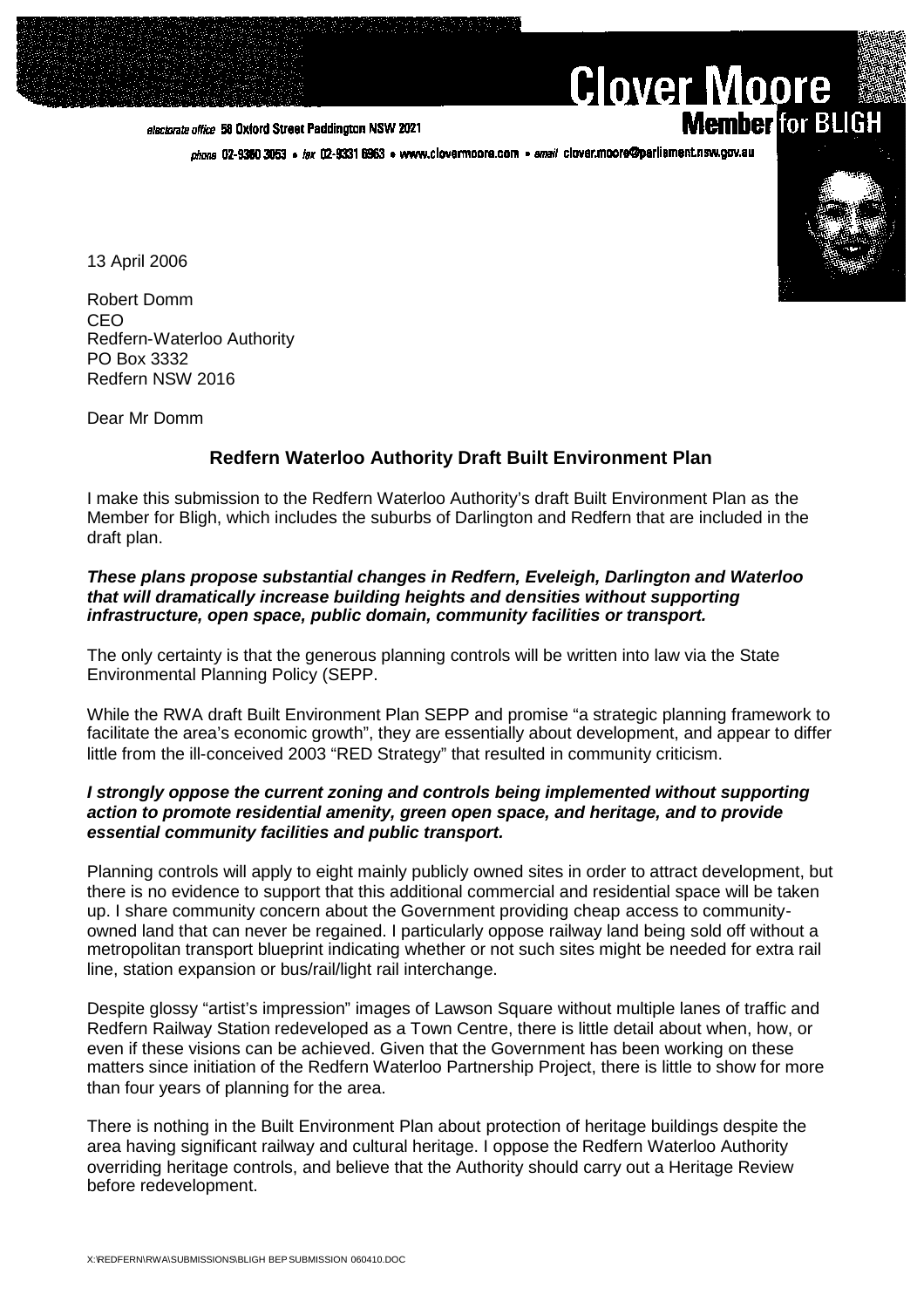**Clover Moore**
**Member for BLIGH**

*electorate office* 58 Oxford Street Paddington NSW 2021

*phone* 02-9360 3053 • *fax* 02-9331 6963 • www.clovermoore.com • *email* clover.moore@parliament.nsw.gov.au

13 April 2006

Robert Domm
CEO
Redfern-Waterloo Authority
PO Box 3332
Redfern NSW 2016

Dear Mr Domm

## Redfern Waterloo Authority Draft Built Environment Plan

I make this submission to the Redfern Waterloo Authority's draft Built Environment Plan as the Member for Bligh, which includes the suburbs of Darlington and Redfern that are included in the draft plan.

***These plans propose substantial changes in Redfern, Eveleigh, Darlington and Waterloo that will dramatically increase building heights and densities without supporting infrastructure, open space, public domain, community facilities or transport.***

The only certainty is that the generous planning controls will be written into law via the State Environmental Planning Policy (SEPP.

While the RWA draft Built Environment Plan SEPP and promise "a strategic planning framework to facilitate the area's economic growth", they are essentially about development, and appear to differ little from the ill-conceived 2003 "RED Strategy" that resulted in community criticism.

***I strongly oppose the current zoning and controls being implemented without supporting action to promote residential amenity, green open space, and heritage, and to provide essential community facilities and public transport.***

Planning controls will apply to eight mainly publicly owned sites in order to attract development, but there is no evidence to support that this additional commercial and residential space will be taken up. I share community concern about the Government providing cheap access to community-owned land that can never be regained. I particularly oppose railway land being sold off without a metropolitan transport blueprint indicating whether or not such sites might be needed for extra rail line, station expansion or bus/rail/light rail interchange.

Despite glossy "artist's impression" images of Lawson Square without multiple lanes of traffic and Redfern Railway Station redeveloped as a Town Centre, there is little detail about when, how, or even if these visions can be achieved. Given that the Government has been working on these matters since initiation of the Redfern Waterloo Partnership Project, there is little to show for more than four years of planning for the area.

There is nothing in the Built Environment Plan about protection of heritage buildings despite the area having significant railway and cultural heritage. I oppose the Redfern Waterloo Authority overriding heritage controls, and believe that the Authority should carry out a Heritage Review before redevelopment.

X:\REDFERN\RWA\SUBMISSIONS\BLIGH BEP SUBMISSION 060410.DOC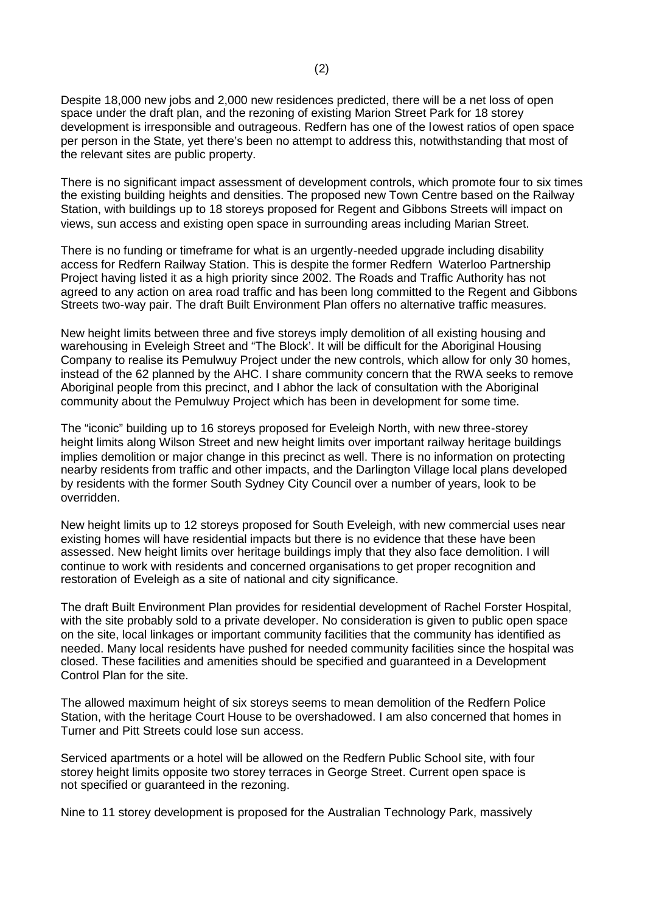Despite 18,000 new jobs and 2,000 new residences predicted, there will be a net loss of open space under the draft plan, and the rezoning of existing Marion Street Park for 18 storey development is irresponsible and outrageous. Redfern has one of the lowest ratios of open space per person in the State, yet there's been no attempt to address this, notwithstanding that most of the relevant sites are public property.

There is no significant impact assessment of development controls, which promote four to six times the existing building heights and densities. The proposed new Town Centre based on the Railway Station, with buildings up to 18 storeys proposed for Regent and Gibbons Streets will impact on views, sun access and existing open space in surrounding areas including Marian Street.

There is no funding or timeframe for what is an urgently-needed upgrade including disability access for Redfern Railway Station. This is despite the former Redfern Waterloo Partnership Project having listed it as a high priority since 2002. The Roads and Traffic Authority has not agreed to any action on area road traffic and has been long committed to the Regent and Gibbons Streets two-way pair. The draft Built Environment Plan offers no alternative traffic measures.

New height limits between three and five storeys imply demolition of all existing housing and warehousing in Eveleigh Street and "The Block'. It will be difficult for the Aboriginal Housing Company to realise its Pemulwuy Project under the new controls, which allow for only 30 homes, instead of the 62 planned by the AHC. I share community concern that the RWA seeks to remove Aboriginal people from this precinct, and I abhor the lack of consultation with the Aboriginal community about the Pemulwuy Project which has been in development for some time.

The "iconic" building up to 16 storeys proposed for Eveleigh North, with new three-storey height limits along Wilson Street and new height limits over important railway heritage buildings implies demolition or major change in this precinct as well. There is no information on protecting nearby residents from traffic and other impacts, and the Darlington Village local plans developed by residents with the former South Sydney City Council over a number of years, look to be overridden.

New height limits up to 12 storeys proposed for South Eveleigh, with new commercial uses near existing homes will have residential impacts but there is no evidence that these have been assessed. New height limits over heritage buildings imply that they also face demolition. I will continue to work with residents and concerned organisations to get proper recognition and restoration of Eveleigh as a site of national and city significance.

The draft Built Environment Plan provides for residential development of Rachel Forster Hospital, with the site probably sold to a private developer. No consideration is given to public open space on the site, local linkages or important community facilities that the community has identified as needed. Many local residents have pushed for needed community facilities since the hospital was closed. These facilities and amenities should be specified and guaranteed in a Development Control Plan for the site.

The allowed maximum height of six storeys seems to mean demolition of the Redfern Police Station, with the heritage Court House to be overshadowed. I am also concerned that homes in Turner and Pitt Streets could lose sun access.

Serviced apartments or a hotel will be allowed on the Redfern Public School site, with four storey height limits opposite two storey terraces in George Street. Current open space is not specified or guaranteed in the rezoning.

Nine to 11 storey development is proposed for the Australian Technology Park, massively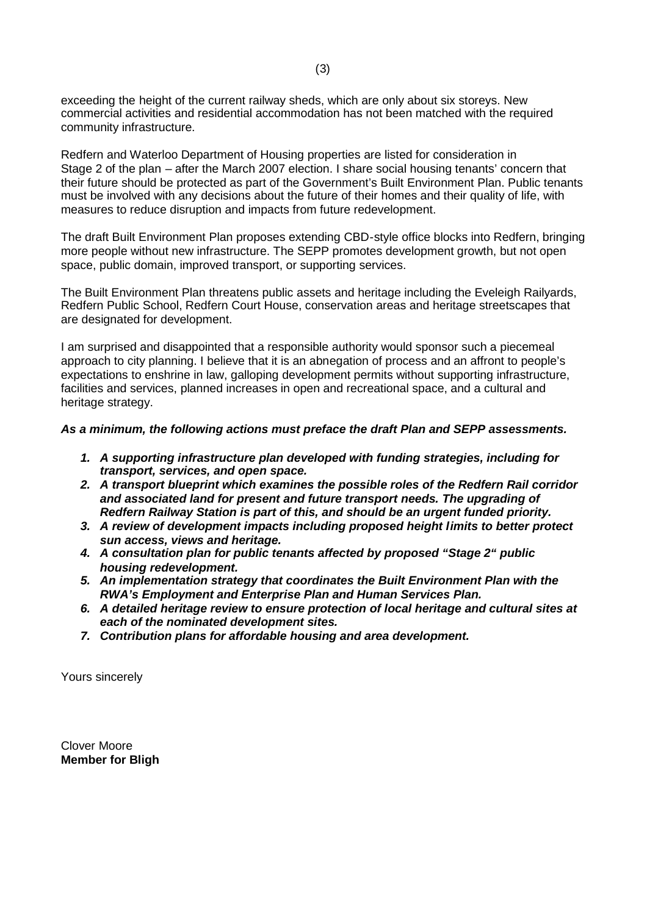exceeding the height of the current railway sheds, which are only about six storeys. New commercial activities and residential accommodation has not been matched with the required community infrastructure.

Redfern and Waterloo Department of Housing properties are listed for consideration in Stage 2 of the plan – after the March 2007 election. I share social housing tenants' concern that their future should be protected as part of the Government's Built Environment Plan. Public tenants must be involved with any decisions about the future of their homes and their quality of life, with measures to reduce disruption and impacts from future redevelopment.

The draft Built Environment Plan proposes extending CBD-style office blocks into Redfern, bringing more people without new infrastructure. The SEPP promotes development growth, but not open space, public domain, improved transport, or supporting services.

The Built Environment Plan threatens public assets and heritage including the Eveleigh Railyards, Redfern Public School, Redfern Court House, conservation areas and heritage streetscapes that are designated for development.

I am surprised and disappointed that a responsible authority would sponsor such a piecemeal approach to city planning. I believe that it is an abnegation of process and an affront to people's expectations to enshrine in law, galloping development permits without supporting infrastructure, facilities and services, planned increases in open and recreational space, and a cultural and heritage strategy.

***As a minimum, the following actions must preface the draft Plan and SEPP assessments.***

1. ***A supporting infrastructure plan developed with funding strategies, including for transport, services, and open space.***
2. ***A transport blueprint which examines the possible roles of the Redfern Rail corridor and associated land for present and future transport needs. The upgrading of Redfern Railway Station is part of this, and should be an urgent funded priority.***
3. ***A review of development impacts including proposed height limits to better protect sun access, views and heritage.***
4. ***A consultation plan for public tenants affected by proposed "Stage 2" public housing redevelopment.***
5. ***An implementation strategy that coordinates the Built Environment Plan with the RWA's Employment and Enterprise Plan and Human Services Plan.***
6. ***A detailed heritage review to ensure protection of local heritage and cultural sites at each of the nominated development sites.***
7. ***Contribution plans for affordable housing and area development.***

Yours sincerely

Clover Moore
**Member for Bligh**